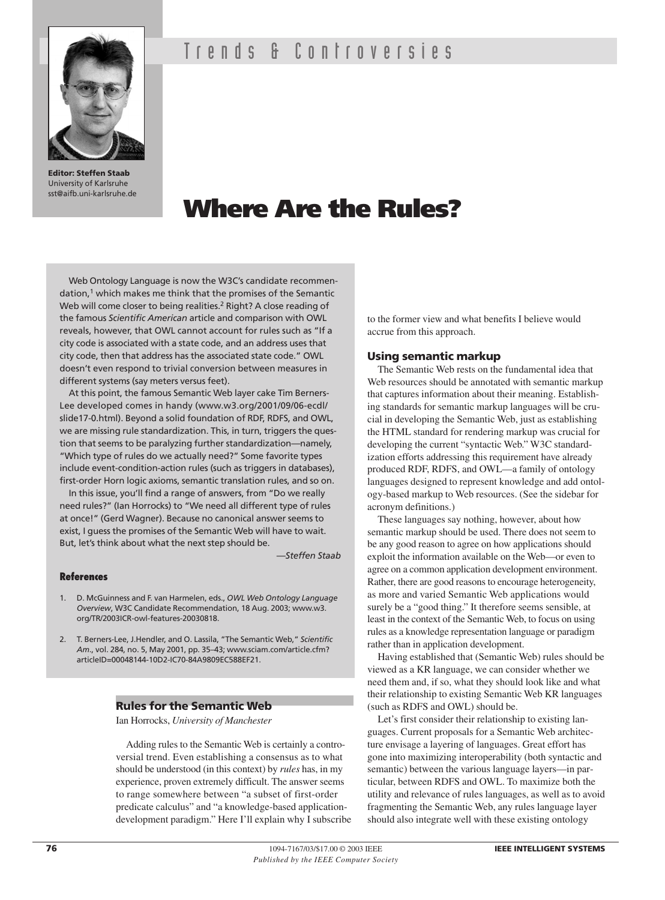# Trends & Controversies

**Editor: Steffen Staab**
University of Karlsruhe
sst@aifb.uni-karlsruhe.de

# Where Are the Rules?

Web Ontology Language is now the W3C's candidate recommendation,[1] which makes me think that the promises of the Semantic Web will come closer to being realities.[2] Right? A close reading of the famous *Scientific American* article and comparison with OWL reveals, however, that OWL cannot account for rules such as "If a city code is associated with a state code, and an address uses that city code, then that address has the associated state code." OWL doesn't even respond to trivial conversion between measures in different systems (say meters versus feet).

At this point, the famous Semantic Web layer cake Tim Berners-Lee developed comes in handy (www.w3.org/2001/09/06-ecdl/slide17-0.html). Beyond a solid foundation of RDF, RDFS, and OWL, we are missing rule standardization. This, in turn, triggers the question that seems to be paralyzing further standardization—namely, "Which type of rules do we actually need?" Some favorite types include event-condition-action rules (such as triggers in databases), first-order Horn logic axioms, semantic translation rules, and so on.

In this issue, you'll find a range of answers, from "Do we really need rules?" (Ian Horrocks) to "We need all different type of rules at once!" (Gerd Wagner). Because no canonical answer seems to exist, I guess the promises of the Semantic Web will have to wait. But, let's think about what the next step should be.

—*Steffen Staab*

### References

1. D. McGuinness and F. van Harmelen, eds., *OWL Web Ontology Language Overview*, W3C Candidate Recommendation, 18 Aug. 2003; www.w3.org/TR/2003ICR-owl-features-20030818.
2. T. Berners-Lee, J.Hendler, and O. Lassila, "The Semantic Web," *Scientific Am*., vol. 284, no. 5, May 2001, pp. 35–43; www.sciam.com/article.cfm?articleID=00048144-10D2-IC70-84A9809EC588EF21.

## Rules for the Semantic Web

Ian Horrocks, *University of Manchester*

Adding rules to the Semantic Web is certainly a controversial trend. Even establishing a consensus as to what should be understood (in this context) by *rules* has, in my experience, proven extremely difficult. The answer seems to range somewhere between "a subset of first-order predicate calculus" and "a knowledge-based application-development paradigm." Here I'll explain why I subscribe to the former view and what benefits I believe would accrue from this approach.

### Using semantic markup

The Semantic Web rests on the fundamental idea that Web resources should be annotated with semantic markup that captures information about their meaning. Establishing standards for semantic markup languages will be crucial in developing the Semantic Web, just as establishing the HTML standard for rendering markup was crucial for developing the current "syntactic Web." W3C standardization efforts addressing this requirement have already produced RDF, RDFS, and OWL—a family of ontology languages designed to represent knowledge and add ontology-based markup to Web resources. (See the sidebar for acronym definitions.)

These languages say nothing, however, about how semantic markup should be used. There does not seem to be any good reason to agree on how applications should exploit the information available on the Web—or even to agree on a common application development environment. Rather, there are good reasons to encourage heterogeneity, as more and varied Semantic Web applications would surely be a "good thing." It therefore seems sensible, at least in the context of the Semantic Web, to focus on using rules as a knowledge representation language or paradigm rather than in application development.

Having established that (Semantic Web) rules should be viewed as a KR language, we can consider whether we need them and, if so, what they should look like and what their relationship to existing Semantic Web KR languages (such as RDFS and OWL) should be.

Let's first consider their relationship to existing languages. Current proposals for a Semantic Web architecture envisage a layering of languages. Great effort has gone into maximizing interoperability (both syntactic and semantic) between the various language layers—in particular, between RDFS and OWL. To maximize both the utility and relevance of rules languages, as well as to avoid fragmenting the Semantic Web, any rules language layer should also integrate well with these existing ontology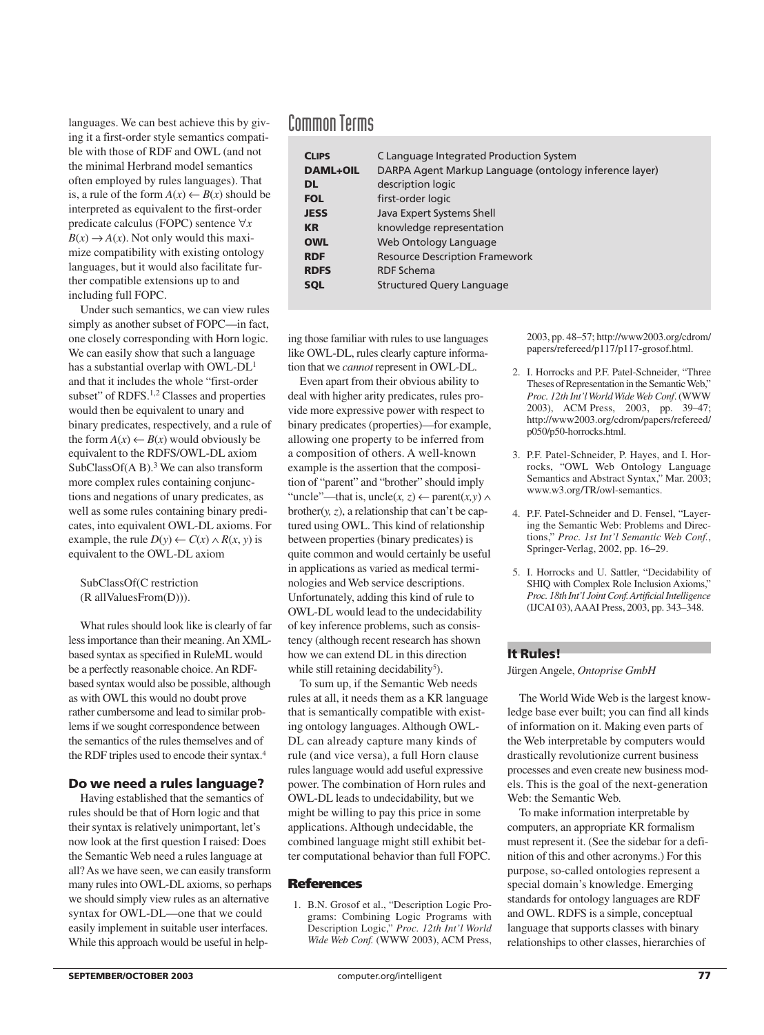languages. We can best achieve this by giving it a first-order style semantics compatible with those of RDF and OWL (and not the minimal Herbrand model semantics often employed by rules languages). That is, a rule of the form $A(x) \leftarrow B(x)$ should be interpreted as equivalent to the first-order predicate calculus (FOPC) sentence $\forall x\ B(x) \rightarrow A(x)$. Not only would this maximize compatibility with existing ontology languages, but it would also facilitate further compatible extensions up to and including full FOPC.

Under such semantics, we can view rules simply as another subset of FOPC—in fact, one closely corresponding with Horn logic. We can easily show that such a language has a substantial overlap with OWL-DL[1] and that it includes the whole "first-order subset" of RDFS.[1,2] Classes and properties would then be equivalent to unary and binary predicates, respectively, and a rule of the form $A(x) \leftarrow B(x)$ would obviously be equivalent to the RDFS/OWL-DL axiom SubClassOf(A B).[3] We can also transform more complex rules containing conjunctions and negations of unary predicates, as well as some rules containing binary predicates, into equivalent OWL-DL axioms. For example, the rule $D(y) \leftarrow C(x) \wedge R(x, y)$ is equivalent to the OWL-DL axiom

SubClassOf(C restriction (R allValuesFrom(D))).

What rules should look like is clearly of far less importance than their meaning. An XML-based syntax as specified in RuleML would be a perfectly reasonable choice. An RDF-based syntax would also be possible, although as with OWL this would no doubt prove rather cumbersome and lead to similar problems if we sought correspondence between the semantics of the rules themselves and of the RDF triples used to encode their syntax.[4]

### Do we need a rules language?

Having established that the semantics of rules should be that of Horn logic and that their syntax is relatively unimportant, let's now look at the first question I raised: Does the Semantic Web need a rules language at all? As we have seen, we can easily transform many rules into OWL-DL axioms, so perhaps we should simply view rules as an alternative syntax for OWL-DL—one that we could easily implement in suitable user interfaces. While this approach would be useful in helping those familiar with rules to use languages like OWL-DL, rules clearly capture information that we *cannot* represent in OWL-DL.

Even apart from their obvious ability to deal with higher arity predicates, rules provide more expressive power with respect to binary predicates (properties)—for example, allowing one property to be inferred from a composition of others. A well-known example is the assertion that the composition of "parent" and "brother" should imply "uncle"—that is, $\text{uncle}(x, z) \leftarrow \text{parent}(x,y) \wedge \text{brother}(y, z)$, a relationship that can't be captured using OWL. This kind of relationship between properties (binary predicates) is quite common and would certainly be useful in applications as varied as medical terminologies and Web service descriptions. Unfortunately, adding this kind of rule to OWL-DL would lead to the undecidability of key inference problems, such as consistency (although recent research has shown how we can extend DL in this direction while still retaining decidability[5]).

To sum up, if the Semantic Web needs rules at all, it needs them as a KR language that is semantically compatible with existing ontology languages. Although OWL-DL can already capture many kinds of rule (and vice versa), a full Horn clause rules language would add useful expressive power. The combination of Horn rules and OWL-DL leads to undecidability, but we might be willing to pay this price in some applications. Although undecidable, the combined language might still exhibit better computational behavior than full FOPC.

### References

1. B.N. Grosof et al., "Description Logic Programs: Combining Logic Programs with Description Logic," *Proc. 12th Int'l World Wide Web Conf.* (WWW 2003), ACM Press, 2003, pp. 48–57; http://www2003.org/cdrom/papers/refereed/p117/p117-grosof.html.
2. I. Horrocks and P.F. Patel-Schneider, "Three Theses of Representation in the Semantic Web," *Proc. 12th Int'l World Wide Web Conf.* (WWW 2003), ACM Press, 2003, pp. 39–47; http://www2003.org/cdrom/papers/refereed/p050/p50-horrocks.html.
3. P.F. Patel-Schneider, P. Hayes, and I. Horrocks, "OWL Web Ontology Language Semantics and Abstract Syntax," Mar. 2003; www.w3.org/TR/owl-semantics.
4. P.F. Patel-Schneider and D. Fensel, "Layering the Semantic Web: Problems and Directions," *Proc. 1st Int'l Semantic Web Conf.*, Springer-Verlag, 2002, pp. 16–29.
5. I. Horrocks and U. Sattler, "Decidability of SHIQ with Complex Role Inclusion Axioms," *Proc. 18th Int'l Joint Conf. Artificial Intelligence* (IJCAI 03), AAAI Press, 2003, pp. 343–348.

## Common Terms

| | |
|---|---|
| **CLIPS** | C Language Integrated Production System |
| **DAML+OIL** | DARPA Agent Markup Language (ontology inference layer) |
| **DL** | description logic |
| **FOL** | first-order logic |
| **JESS** | Java Expert Systems Shell |
| **KR** | knowledge representation |
| **OWL** | Web Ontology Language |
| **RDF** | Resource Description Framework |
| **RDFS** | RDF Schema |
| **SQL** | Structured Query Language |

## It Rules!

Jürgen Angele, *Ontoprise GmbH*

The World Wide Web is the largest knowledge base ever built; you can find all kinds of information on it. Making even parts of the Web interpretable by computers would drastically revolutionize current business processes and even create new business models. This is the goal of the next-generation Web: the Semantic Web.

To make information interpretable by computers, an appropriate KR formalism must represent it. (See the sidebar for a definition of this and other acronyms.) For this purpose, so-called ontologies represent a special domain's knowledge. Emerging standards for ontology languages are RDF and OWL. RDFS is a simple, conceptual language that supports classes with binary relationships to other classes, hierarchies of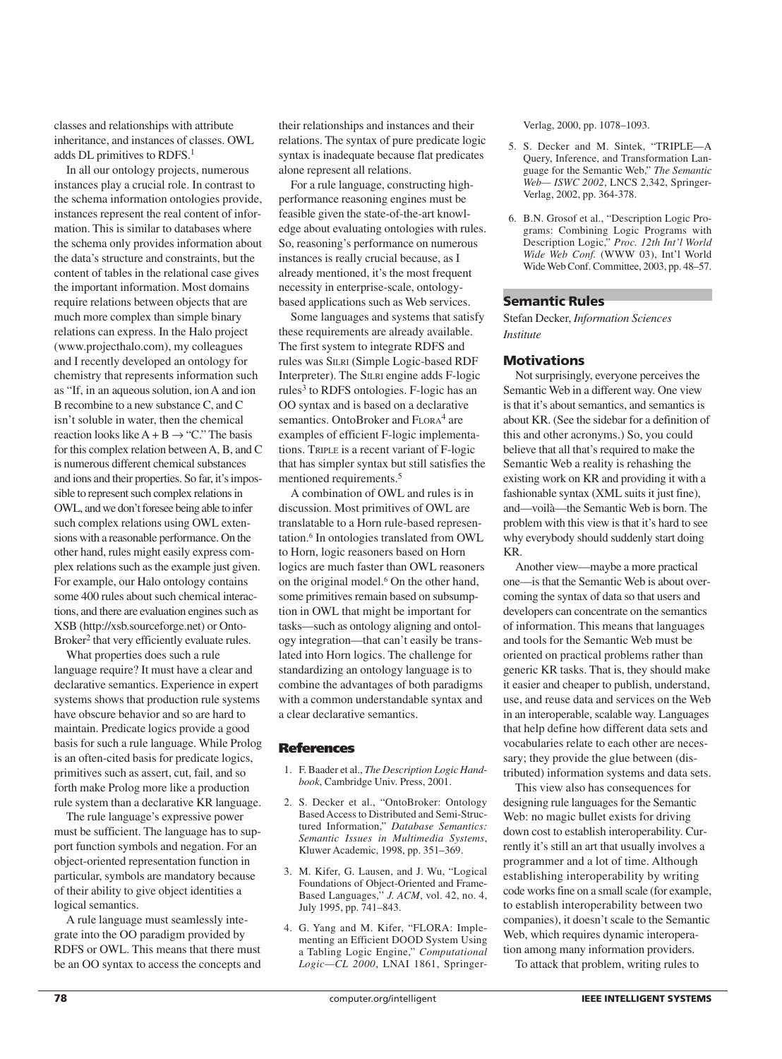classes and relationships with attribute inheritance, and instances of classes. OWL adds DL primitives to RDFS.[1]

In all our ontology projects, numerous instances play a crucial role. In contrast to the schema information ontologies provide, instances represent the real content of information. This is similar to databases where the schema only provides information about the data's structure and constraints, but the content of tables in the relational case gives the important information. Most domains require relations between objects that are much more complex than simple binary relations can express. In the Halo project (www.projecthalo.com), my colleagues and I recently developed an ontology for chemistry that represents information such as "If, in an aqueous solution, ion A and ion B recombine to a new substance C, and C isn't soluble in water, then the chemical reaction looks like A + B → "C." The basis for this complex relation between A, B, and C is numerous different chemical substances and ions and their properties. So far, it's impossible to represent such complex relations in OWL, and we don't foresee being able to infer such complex relations using OWL extensions with a reasonable performance. On the other hand, rules might easily express complex relations such as the example just given. For example, our Halo ontology contains some 400 rules about such chemical interactions, and there are evaluation engines such as XSB (http://xsb.sourceforge.net) or OntoBroker[2] that very efficiently evaluate rules.

What properties does such a rule language require? It must have a clear and declarative semantics. Experience in expert systems shows that production rule systems have obscure behavior and so are hard to maintain. Predicate logics provide a good basis for such a rule language. While Prolog is an often-cited basis for predicate logics, primitives such as assert, cut, fail, and so forth make Prolog more like a production rule system than a declarative KR language.

The rule language's expressive power must be sufficient. The language has to support function symbols and negation. For an object-oriented representation function in particular, symbols are mandatory because of their ability to give object identities a logical semantics.

A rule language must seamlessly integrate into the OO paradigm provided by RDFS or OWL. This means that there must be an OO syntax to access the concepts and their relationships and instances and their relations. The syntax of pure predicate logic syntax is inadequate because flat predicates alone represent all relations.

For a rule language, constructing high-performance reasoning engines must be feasible given the state-of-the-art knowledge about evaluating ontologies with rules. So, reasoning's performance on numerous instances is really crucial because, as I already mentioned, it's the most frequent necessity in enterprise-scale, ontology-based applications such as Web services.

Some languages and systems that satisfy these requirements are already available. The first system to integrate RDFS and rules was SILRI (Simple Logic-based RDF Interpreter). The SILRI engine adds F-logic rules[3] to RDFS ontologies. F-logic has an OO syntax and is based on a declarative semantics. OntoBroker and FLORA[4] are examples of efficient F-logic implementations. TRIPLE is a recent variant of F-logic that has simpler syntax but still satisfies the mentioned requirements.[5]

A combination of OWL and rules is in discussion. Most primitives of OWL are translatable to a Horn rule-based representation.[6] In ontologies translated from OWL to Horn, logic reasoners based on Horn logics are much faster than OWL reasoners on the original model.[6] On the other hand, some primitives remain based on subsumption in OWL that might be important for tasks—such as ontology aligning and ontology integration—that can't easily be translated into Horn logics. The challenge for standardizing an ontology language is to combine the advantages of both paradigms with a common understandable syntax and a clear declarative semantics.

## References

1. F. Baader et al., *The Description Logic Handbook*, Cambridge Univ. Press, 2001.
2. S. Decker et al., "OntoBroker: Ontology Based Access to Distributed and Semi-Structured Information," *Database Semantics: Semantic Issues in Multimedia Systems*, Kluwer Academic, 1998, pp. 351–369.
3. M. Kifer, G. Lausen, and J. Wu, "Logical Foundations of Object-Oriented and Frame-Based Languages," *J. ACM*, vol. 42, no. 4, July 1995, pp. 741–843.
4. G. Yang and M. Kifer, "FLORA: Implementing an Efficient DOOD System Using a Tabling Logic Engine," *Computational Logic—CL 2000*, LNAI 1861, Springer-Verlag, 2000, pp. 1078–1093.
5. S. Decker and M. Sintek, "TRIPLE—A Query, Inference, and Transformation Language for the Semantic Web," *The Semantic Web— ISWC 2002*, LNCS 2,342, Springer-Verlag, 2002, pp. 364-378.
6. B.N. Grosof et al., "Description Logic Programs: Combining Logic Programs with Description Logic," *Proc. 12th Int'l World Wide Web Conf.* (WWW 03), Int'l World Wide Web Conf. Committee, 2003, pp. 48–57.

## Semantic Rules

Stefan Decker, *Information Sciences Institute*

### Motivations

Not surprisingly, everyone perceives the Semantic Web in a different way. One view is that it's about semantics, and semantics is about KR. (See the sidebar for a definition of this and other acronyms.) So, you could believe that all that's required to make the Semantic Web a reality is rehashing the existing work on KR and providing it with a fashionable syntax (XML suits it just fine), and—voilà—the Semantic Web is born. The problem with this view is that it's hard to see why everybody should suddenly start doing KR.

Another view—maybe a more practical one—is that the Semantic Web is about overcoming the syntax of data so that users and developers can concentrate on the semantics of information. This means that languages and tools for the Semantic Web must be oriented on practical problems rather than generic KR tasks. That is, they should make it easier and cheaper to publish, understand, use, and reuse data and services on the Web in an interoperable, scalable way. Languages that help define how different data sets and vocabularies relate to each other are necessary; they provide the glue between (distributed) information systems and data sets.

This view also has consequences for designing rule languages for the Semantic Web: no magic bullet exists for driving down cost to establish interoperability. Currently it's still an art that usually involves a programmer and a lot of time. Although establishing interoperability by writing code works fine on a small scale (for example, to establish interoperability between two companies), it doesn't scale to the Semantic Web, which requires dynamic interoperation among many information providers.

To attack that problem, writing rules to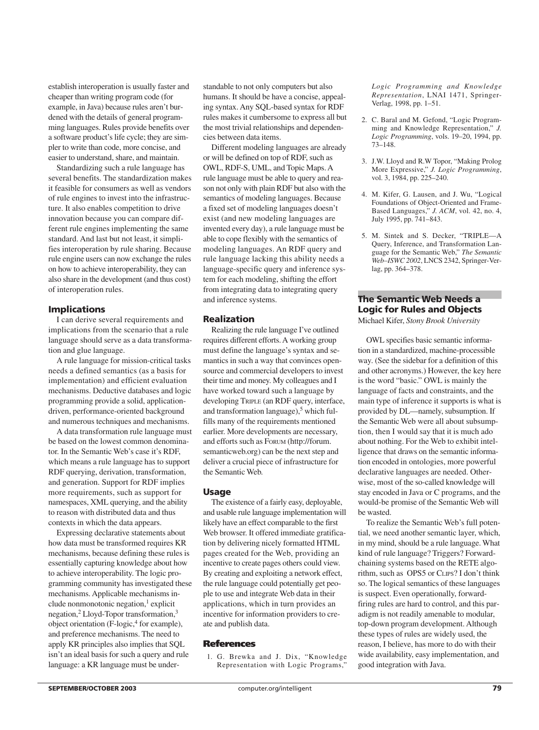establish interoperation is usually faster and cheaper than writing program code (for example, in Java) because rules aren't burdened with the details of general programming languages. Rules provide benefits over a software product's life cycle; they are simpler to write than code, more concise, and easier to understand, share, and maintain.

Standardizing such a rule language has several benefits. The standardization makes it feasible for consumers as well as vendors of rule engines to invest into the infrastructure. It also enables competition to drive innovation because you can compare different rule engines implementing the same standard. And last but not least, it simplifies interoperation by rule sharing. Because rule engine users can now exchange the rules on how to achieve interoperability, they can also share in the development (and thus cost) of interoperation rules.

### Implications

I can derive several requirements and implications from the scenario that a rule language should serve as a data transformation and glue language.

A rule language for mission-critical tasks needs a defined semantics (as a basis for implementation) and efficient evaluation mechanisms. Deductive databases and logic programming provide a solid, application-driven, performance-oriented background and numerous techniques and mechanisms.

A data transformation rule language must be based on the lowest common denominator. In the Semantic Web's case it's RDF, which means a rule language has to support RDF querying, derivation, transformation, and generation. Support for RDF implies more requirements, such as support for namespaces, XML querying, and the ability to reason with distributed data and thus contexts in which the data appears.

Expressing declarative statements about how data must be transformed requires KR mechanisms, because defining these rules is essentially capturing knowledge about how to achieve interoperability. The logic programming community has investigated these mechanisms. Applicable mechanisms include nonmonotonic negation,[1] explicit negation,[2] Lloyd-Topor transformation,[3] object orientation (F-logic,[4] for example), and preference mechanisms. The need to apply KR principles also implies that SQL isn't an ideal basis for such a query and rule language: a KR language must be understandable to not only computers but also humans. It should be have a concise, appealing syntax. Any SQL-based syntax for RDF rules makes it cumbersome to express all but the most trivial relationships and dependencies between data items.

Different modeling languages are already or will be defined on top of RDF, such as OWL, RDF-S, UML, and Topic Maps. A rule language must be able to query and reason not only with plain RDF but also with the semantics of modeling languages. Because a fixed set of modeling languages doesn't exist (and new modeling languages are invented every day), a rule language must be able to cope flexibly with the semantics of modeling languages. An RDF query and rule language lacking this ability needs a language-specific query and inference system for each modeling, shifting the effort from integrating data to integrating query and inference systems.

### Realization

Realizing the rule language I've outlined requires different efforts. A working group must define the language's syntax and semantics in such a way that convinces open-source and commercial developers to invest their time and money. My colleagues and I have worked toward such a language by developing TRIPLE (an RDF query, interface, and transformation language),[5] which fulfills many of the requirements mentioned earlier. More developments are necessary, and efforts such as FORUM (http://forum.semanticweb.org) can be the next step and deliver a crucial piece of infrastructure for the Semantic Web.

### Usage

The existence of a fairly easy, deployable, and usable rule language implementation will likely have an effect comparable to the first Web browser. It offered immediate gratification by delivering nicely formatted HTML pages created for the Web, providing an incentive to create pages others could view. By creating and exploiting a network effect, the rule language could potentially get people to use and integrate Web data in their applications, which in turn provides an incentive for information providers to create and publish data.

### References

1. G. Brewka and J. Dix, "Knowledge Representation with Logic Programs," *Logic Programming and Knowledge Representation*, LNAI 1471, Springer-Verlag, 1998, pp. 1–51.
2. C. Baral and M. Gefond, "Logic Programming and Knowledge Representation," *J. Logic Programming*, vols. 19–20, 1994, pp. 73–148.
3. J.W. Lloyd and R.W Topor, "Making Prolog More Expressive," *J. Logic Programming*, vol. 3, 1984, pp. 225–240.
4. M. Kifer, G. Lausen, and J. Wu, "Logical Foundations of Object-Oriented and Frame-Based Languages," *J. ACM*, vol. 42, no. 4, July 1995, pp. 741–843.
5. M. Sintek and S. Decker, "TRIPLE—A Query, Inference, and Transformation Language for the Semantic Web," *The Semantic Web–ISWC 2002*, LNCS 2342, Springer-Verlag, pp. 364–378.

## The Semantic Web Needs a Logic for Rules and Objects

Michael Kifer, *Stony Brook University*

OWL specifies basic semantic information in a standardized, machine-processible way. (See the sidebar for a definition of this and other acronyms.) However, the key here is the word "basic." OWL is mainly the language of facts and constraints, and the main type of inference it supports is what is provided by DL—namely, subsumption. If the Semantic Web were all about subsumption, then I would say that it is much ado about nothing. For the Web to exhibit intelligence that draws on the semantic information encoded in ontologies, more powerful declarative languages are needed. Otherwise, most of the so-called knowledge will stay encoded in Java or C programs, and the would-be promise of the Semantic Web will be wasted.

To realize the Semantic Web's full potential, we need another semantic layer, which, in my mind, should be a rule language. What kind of rule language? Triggers? Forward-chaining systems based on the RETE algorithm, such as OPS5 or CLIPS? I don't think so. The logical semantics of these languages is suspect. Even operationally, forward-firing rules are hard to control, and this paradigm is not readily amenable to modular, top-down program development. Although these types of rules are widely used, the reason, I believe, has more to do with their wide availability, easy implementation, and good integration with Java.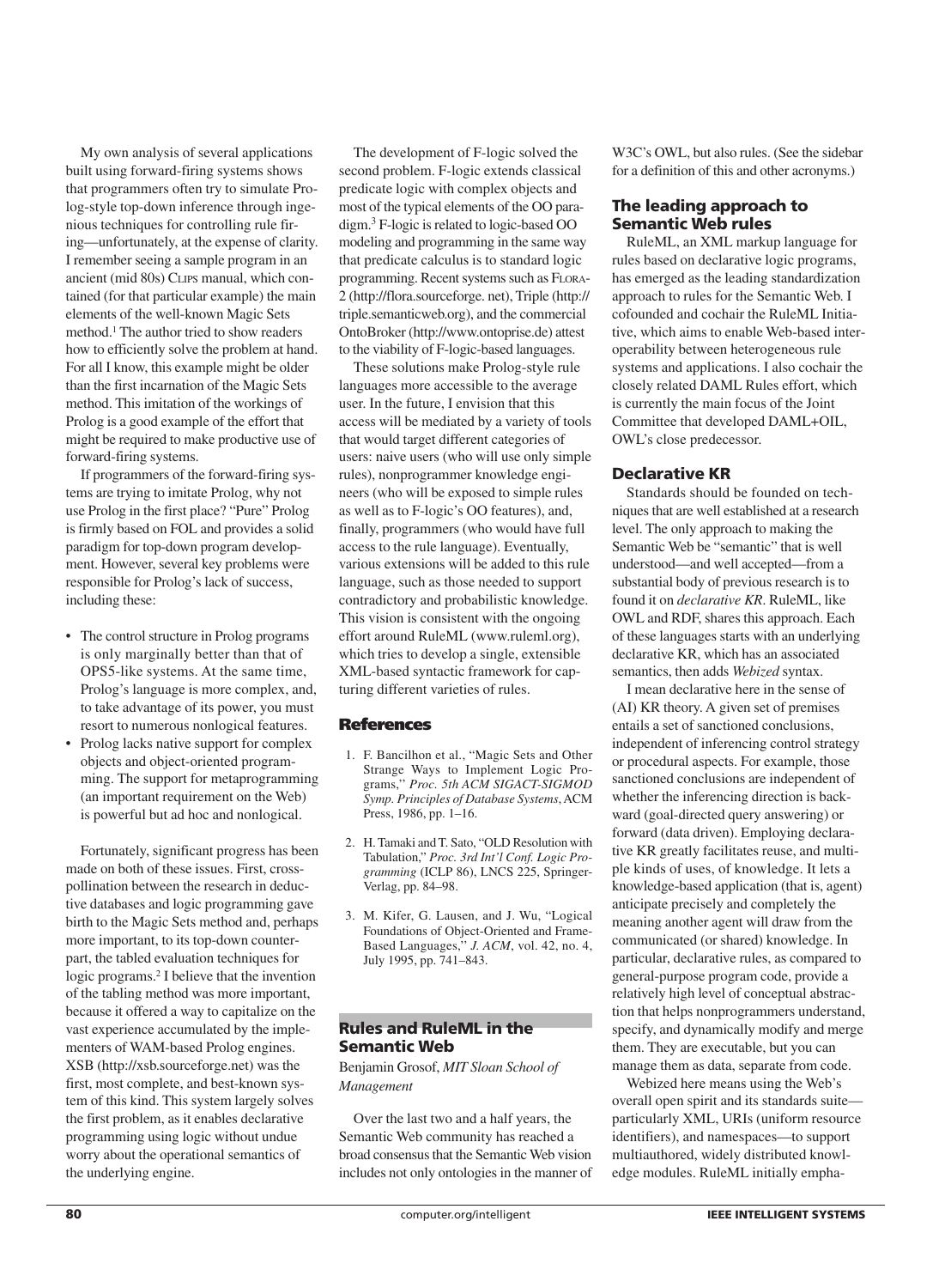My own analysis of several applications built using forward-firing systems shows that programmers often try to simulate Prolog-style top-down inference through ingenious techniques for controlling rule firing—unfortunately, at the expense of clarity. I remember seeing a sample program in an ancient (mid 80s) CLIPS manual, which contained (for that particular example) the main elements of the well-known Magic Sets method.[1] The author tried to show readers how to efficiently solve the problem at hand. For all I know, this example might be older than the first incarnation of the Magic Sets method. This imitation of the workings of Prolog is a good example of the effort that might be required to make productive use of forward-firing systems.

If programmers of the forward-firing systems are trying to imitate Prolog, why not use Prolog in the first place? "Pure" Prolog is firmly based on FOL and provides a solid paradigm for top-down program development. However, several key problems were responsible for Prolog's lack of success, including these:

- The control structure in Prolog programs is only marginally better than that of OPS5-like systems. At the same time, Prolog's language is more complex, and, to take advantage of its power, you must resort to numerous nonlogical features.
- Prolog lacks native support for complex objects and object-oriented programming. The support for metaprogramming (an important requirement on the Web) is powerful but ad hoc and nonlogical.

Fortunately, significant progress has been made on both of these issues. First, cross-pollination between the research in deductive databases and logic programming gave birth to the Magic Sets method and, perhaps more important, to its top-down counterpart, the tabled evaluation techniques for logic programs.[2] I believe that the invention of the tabling method was more important, because it offered a way to capitalize on the vast experience accumulated by the implementers of WAM-based Prolog engines. XSB (http://xsb.sourceforge.net) was the first, most complete, and best-known system of this kind. This system largely solves the first problem, as it enables declarative programming using logic without undue worry about the operational semantics of the underlying engine.

The development of F-logic solved the second problem. F-logic extends classical predicate logic with complex objects and most of the typical elements of the OO paradigm.[3] F-logic is related to logic-based OO modeling and programming in the same way that predicate calculus is to standard logic programming. Recent systems such as FLORA-2 (http://flora.sourceforge. net), Triple (http://triple.semanticweb.org), and the commercial OntoBroker (http://www.ontoprise.de) attest to the viability of F-logic-based languages.

These solutions make Prolog-style rule languages more accessible to the average user. In the future, I envision that this access will be mediated by a variety of tools that would target different categories of users: naive users (who will use only simple rules), nonprogrammer knowledge engineers (who will be exposed to simple rules as well as to F-logic's OO features), and, finally, programmers (who would have full access to the rule language). Eventually, various extensions will be added to this rule language, such as those needed to support contradictory and probabilistic knowledge. This vision is consistent with the ongoing effort around RuleML (www.ruleml.org), which tries to develop a single, extensible XML-based syntactic framework for capturing different varieties of rules.

### References

1. F. Bancilhon et al., "Magic Sets and Other Strange Ways to Implement Logic Programs," *Proc. 5th ACM SIGACT-SIGMOD Symp. Principles of Database Systems*, ACM Press, 1986, pp. 1–16.
2. H. Tamaki and T. Sato, "OLD Resolution with Tabulation," *Proc. 3rd Int'l Conf. Logic Programming* (ICLP 86), LNCS 225, Springer-Verlag, pp. 84–98.
3. M. Kifer, G. Lausen, and J. Wu, "Logical Foundations of Object-Oriented and Frame-Based Languages," *J. ACM*, vol. 42, no. 4, July 1995, pp. 741–843.

## Rules and RuleML in the Semantic Web

Benjamin Grosof, *MIT Sloan School of Management*

Over the last two and a half years, the Semantic Web community has reached a broad consensus that the Semantic Web vision includes not only ontologies in the manner of W3C's OWL, but also rules. (See the sidebar for a definition of this and other acronyms.)

### The leading approach to Semantic Web rules

RuleML, an XML markup language for rules based on declarative logic programs, has emerged as the leading standardization approach to rules for the Semantic Web. I cofounded and cochair the RuleML Initiative, which aims to enable Web-based interoperability between heterogeneous rule systems and applications. I also cochair the closely related DAML Rules effort, which is currently the main focus of the Joint Committee that developed DAML+OIL, OWL's close predecessor.

### Declarative KR

Standards should be founded on techniques that are well established at a research level. The only approach to making the Semantic Web be "semantic" that is well understood—and well accepted—from a substantial body of previous research is to found it on *declarative KR*. RuleML, like OWL and RDF, shares this approach. Each of these languages starts with an underlying declarative KR, which has an associated semantics, then adds *Webized* syntax.

I mean declarative here in the sense of (AI) KR theory. A given set of premises entails a set of sanctioned conclusions, independent of inferencing control strategy or procedural aspects. For example, those sanctioned conclusions are independent of whether the inferencing direction is backward (goal-directed query answering) or forward (data driven). Employing declarative KR greatly facilitates reuse, and multiple kinds of uses, of knowledge. It lets a knowledge-based application (that is, agent) anticipate precisely and completely the meaning another agent will draw from the communicated (or shared) knowledge. In particular, declarative rules, as compared to general-purpose program code, provide a relatively high level of conceptual abstraction that helps nonprogrammers understand, specify, and dynamically modify and merge them. They are executable, but you can manage them as data, separate from code.

Webized here means using the Web's overall open spirit and its standards suite—particularly XML, URIs (uniform resource identifiers), and namespaces—to support multiauthored, widely distributed knowledge modules. RuleML initially empha-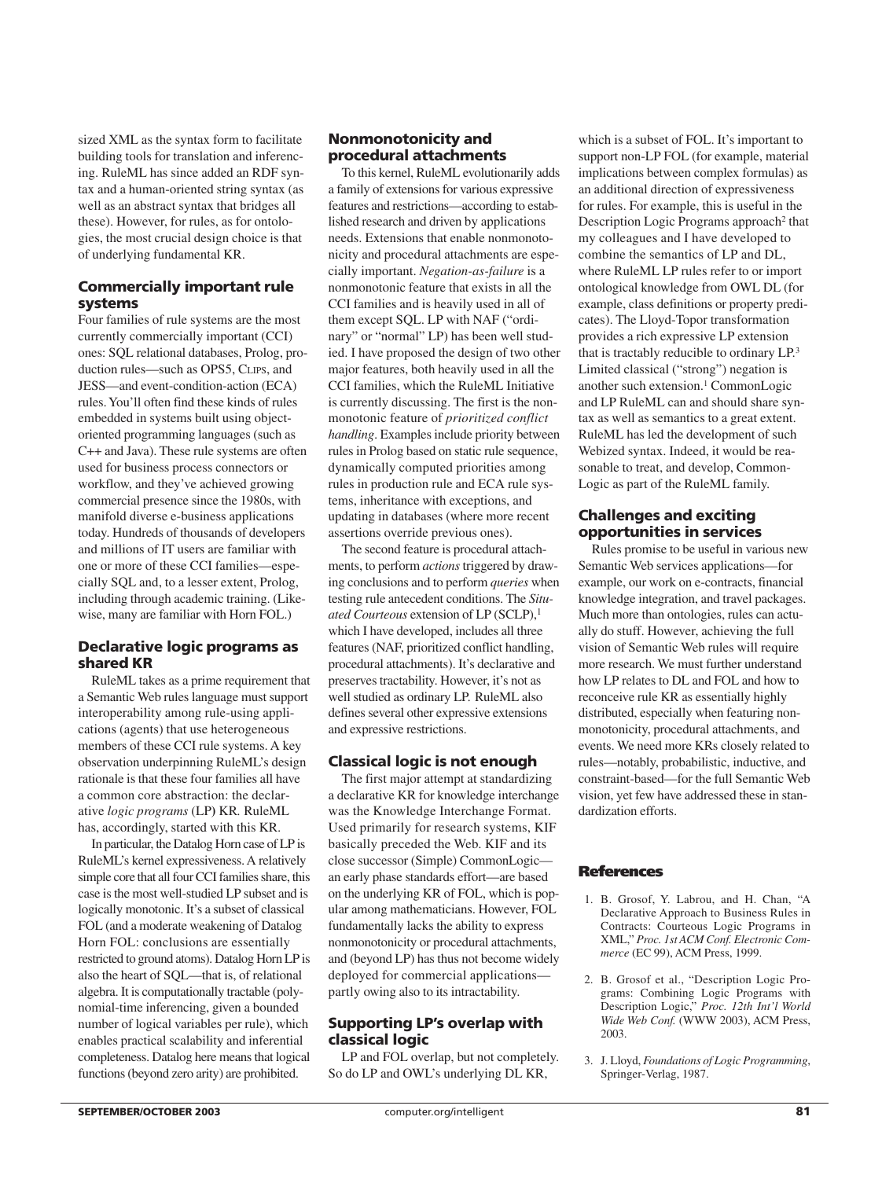sized XML as the syntax form to facilitate building tools for translation and inferencing. RuleML has since added an RDF syntax and a human-oriented string syntax (as well as an abstract syntax that bridges all these). However, for rules, as for ontologies, the most crucial design choice is that of underlying fundamental KR.

### Commercially important rule systems

Four families of rule systems are the most currently commercially important (CCI) ones: SQL relational databases, Prolog, production rules—such as OPS5, CLIPS, and JESS—and event-condition-action (ECA) rules. You'll often find these kinds of rules embedded in systems built using object-oriented programming languages (such as C++ and Java). These rule systems are often used for business process connectors or workflow, and they've achieved growing commercial presence since the 1980s, with manifold diverse e-business applications today. Hundreds of thousands of developers and millions of IT users are familiar with one or more of these CCI families—especially SQL and, to a lesser extent, Prolog, including through academic training. (Likewise, many are familiar with Horn FOL.)

### Declarative logic programs as shared KR

RuleML takes as a prime requirement that a Semantic Web rules language must support interoperability among rule-using applications (agents) that use heterogeneous members of these CCI rule systems. A key observation underpinning RuleML's design rationale is that these four families all have a common core abstraction: the declarative *logic programs* (LP) KR. RuleML has, accordingly, started with this KR.

In particular, the Datalog Horn case of LP is RuleML's kernel expressiveness. A relatively simple core that all four CCI families share, this case is the most well-studied LP subset and is logically monotonic. It's a subset of classical FOL (and a moderate weakening of Datalog Horn FOL: conclusions are essentially restricted to ground atoms). Datalog Horn LP is also the heart of SQL—that is, of relational algebra. It is computationally tractable (polynomial-time inferencing, given a bounded number of logical variables per rule), which enables practical scalability and inferential completeness. Datalog here means that logical functions (beyond zero arity) are prohibited.

### Nonmonotonicity and procedural attachments

To this kernel, RuleML evolutionarily adds a family of extensions for various expressive features and restrictions—according to established research and driven by applications needs. Extensions that enable nonmonotonicity and procedural attachments are especially important. *Negation-as-failure* is a nonmonotonic feature that exists in all the CCI families and is heavily used in all of them except SQL. LP with NAF ("ordinary" or "normal" LP) has been well studied. I have proposed the design of two other major features, both heavily used in all the CCI families, which the RuleML Initiative is currently discussing. The first is the nonmonotonic feature of *prioritized conflict handling*. Examples include priority between rules in Prolog based on static rule sequence, dynamically computed priorities among rules in production rule and ECA rule systems, inheritance with exceptions, and updating in databases (where more recent assertions override previous ones).

The second feature is procedural attachments, to perform *actions* triggered by drawing conclusions and to perform *queries* when testing rule antecedent conditions. The *Situated Courteous* extension of LP (SCLP),[1] which I have developed, includes all three features (NAF, prioritized conflict handling, procedural attachments). It's declarative and preserves tractability. However, it's not as well studied as ordinary LP. RuleML also defines several other expressive extensions and expressive restrictions.

### Classical logic is not enough

The first major attempt at standardizing a declarative KR for knowledge interchange was the Knowledge Interchange Format. Used primarily for research systems, KIF basically preceded the Web. KIF and its close successor (Simple) CommonLogic—an early phase standards effort—are based on the underlying KR of FOL, which is popular among mathematicians. However, FOL fundamentally lacks the ability to express nonmonotonicity or procedural attachments, and (beyond LP) has thus not become widely deployed for commercial applications—partly owing also to its intractability.

### Supporting LP's overlap with classical logic

LP and FOL overlap, but not completely. So do LP and OWL's underlying DL KR, which is a subset of FOL. It's important to support non-LP FOL (for example, material implications between complex formulas) as an additional direction of expressiveness for rules. For example, this is useful in the Description Logic Programs approach[2] that my colleagues and I have developed to combine the semantics of LP and DL, where RuleML LP rules refer to or import ontological knowledge from OWL DL (for example, class definitions or property predicates). The Lloyd-Topor transformation provides a rich expressive LP extension that is tractably reducible to ordinary LP.[3] Limited classical ("strong") negation is another such extension.[1] CommonLogic and LP RuleML can and should share syntax as well as semantics to a great extent. RuleML has led the development of such Webized syntax. Indeed, it would be reasonable to treat, and develop, CommonLogic as part of the RuleML family.

### Challenges and exciting opportunities in services

Rules promise to be useful in various new Semantic Web services applications—for example, our work on e-contracts, financial knowledge integration, and travel packages. Much more than ontologies, rules can actually do stuff. However, achieving the full vision of Semantic Web rules will require more research. We must further understand how LP relates to DL and FOL and how to reconceive rule KR as essentially highly distributed, especially when featuring nonmonotonicity, procedural attachments, and events. We need more KRs closely related to rules—notably, probabilistic, inductive, and constraint-based—for the full Semantic Web vision, yet few have addressed these in standardization efforts.

## References

1. B. Grosof, Y. Labrou, and H. Chan, "A Declarative Approach to Business Rules in Contracts: Courteous Logic Programs in XML," *Proc. 1st ACM Conf. Electronic Commerce* (EC 99), ACM Press, 1999.
2. B. Grosof et al., "Description Logic Programs: Combining Logic Programs with Description Logic," *Proc. 12th Int'l World Wide Web Conf.* (WWW 2003), ACM Press, 2003.
3. J. Lloyd, *Foundations of Logic Programming*, Springer-Verlag, 1987.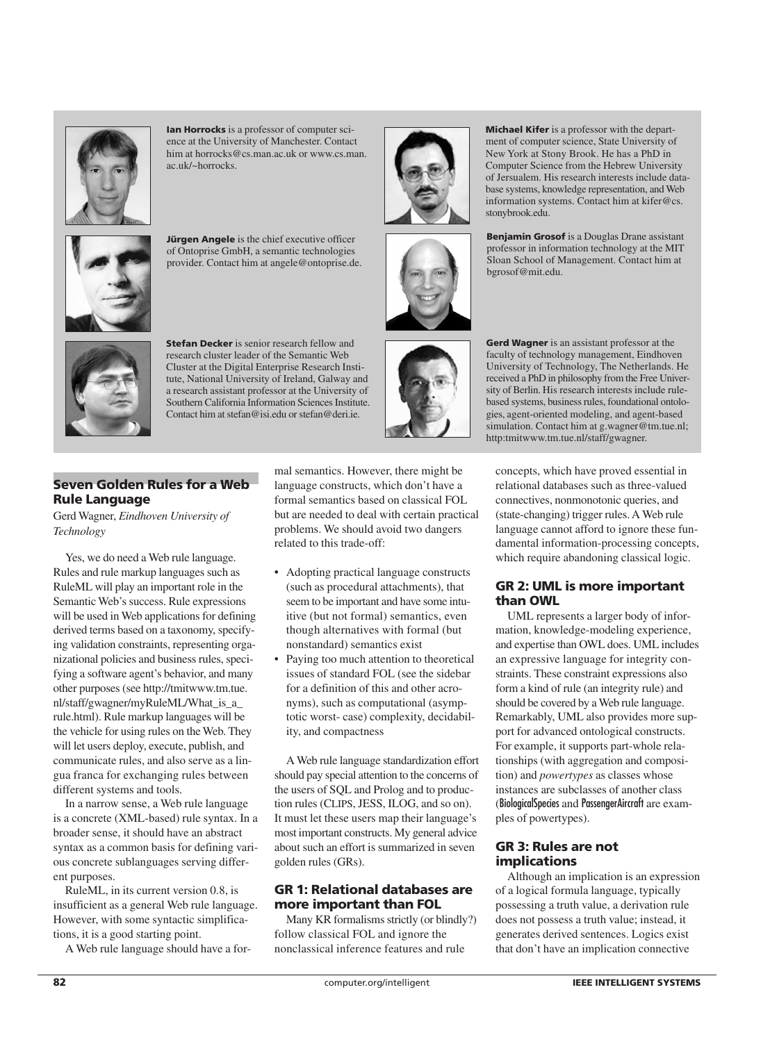**Ian Horrocks** is a professor of computer science at the University of Manchester. Contact him at horrocks@cs.man.ac.uk or www.cs.man.ac.uk/~horrocks.

**Jürgen Angele** is the chief executive officer of Ontoprise GmbH, a semantic technologies provider. Contact him at angele@ontoprise.de.

**Stefan Decker** is senior research fellow and research cluster leader of the Semantic Web Cluster at the Digital Enterprise Research Institute, National University of Ireland, Galway and a research assistant professor at the University of Southern California Information Sciences Institute. Contact him at stefan@isi.edu or stefan@deri.ie.

**Michael Kifer** is a professor with the department of computer science, State University of New York at Stony Brook. He has a PhD in Computer Science from the Hebrew University of Jersualem. His research interests include database systems, knowledge representation, and Web information systems. Contact him at kifer@cs.stonybrook.edu.

**Benjamin Grosof** is a Douglas Drane assistant professor in information technology at the MIT Sloan School of Management. Contact him at bgrosof@mit.edu.

**Gerd Wagner** is an assistant professor at the faculty of technology management, Eindhoven University of Technology, The Netherlands. He received a PhD in philosophy from the Free University of Berlin. His research interests include rule-based systems, business rules, foundational ontologies, agent-oriented modeling, and agent-based simulation. Contact him at g.wagner@tm.tue.nl; http:tmitwww.tm.tue.nl/staff/gwagner.

## Seven Golden Rules for a Web Rule Language

Gerd Wagner, *Eindhoven University of Technology*

Yes, we do need a Web rule language. Rules and rule markup languages such as RuleML will play an important role in the Semantic Web's success. Rule expressions will be used in Web applications for defining derived terms based on a taxonomy, specifying validation constraints, representing organizational policies and business rules, specifying a software agent's behavior, and many other purposes (see http://tmitwww.tm.tue.nl/staff/gwagner/myRuleML/What_is_a_rule.html). Rule markup languages will be the vehicle for using rules on the Web. They will let users deploy, execute, publish, and communicate rules, and also serve as a lingua franca for exchanging rules between different systems and tools.

In a narrow sense, a Web rule language is a concrete (XML-based) rule syntax. In a broader sense, it should have an abstract syntax as a common basis for defining various concrete sublanguages serving different purposes.

RuleML, in its current version 0.8, is insufficient as a general Web rule language. However, with some syntactic simplifications, it is a good starting point.

A Web rule language should have a formal semantics. However, there might be language constructs, which don't have a formal semantics based on classical FOL but are needed to deal with certain practical problems. We should avoid two dangers related to this trade-off:

- Adopting practical language constructs (such as procedural attachments), that seem to be important and have some intuitive (but not formal) semantics, even though alternatives with formal (but nonstandard) semantics exist
- Paying too much attention to theoretical issues of standard FOL (see the sidebar for a definition of this and other acronyms), such as computational (asymptotic worst- case) complexity, decidability, and compactness

A Web rule language standardization effort should pay special attention to the concerns of the users of SQL and Prolog and to production rules (CLIPS, JESS, ILOG, and so on). It must let these users map their language's most important constructs. My general advice about such an effort is summarized in seven golden rules (GRs).

### GR 1: Relational databases are more important than FOL

Many KR formalisms strictly (or blindly?) follow classical FOL and ignore the nonclassical inference features and rule concepts, which have proved essential in relational databases such as three-valued connectives, nonmonotonic queries, and (state-changing) trigger rules. A Web rule language cannot afford to ignore these fundamental information-processing concepts, which require abandoning classical logic.

### GR 2: UML is more important than OWL

UML represents a larger body of information, knowledge-modeling experience, and expertise than OWL does. UML includes an expressive language for integrity constraints. These constraint expressions also form a kind of rule (an integrity rule) and should be covered by a Web rule language. Remarkably, UML also provides more support for advanced ontological constructs. For example, it supports part-whole relationships (with aggregation and composition) and *powertypes* as classes whose instances are subclasses of another class (BiologicalSpecies and PassengerAircraft are examples of powertypes).

### GR 3: Rules are not implications

Although an implication is an expression of a logical formula language, typically possessing a truth value, a derivation rule does not possess a truth value; instead, it generates derived sentences. Logics exist that don't have an implication connective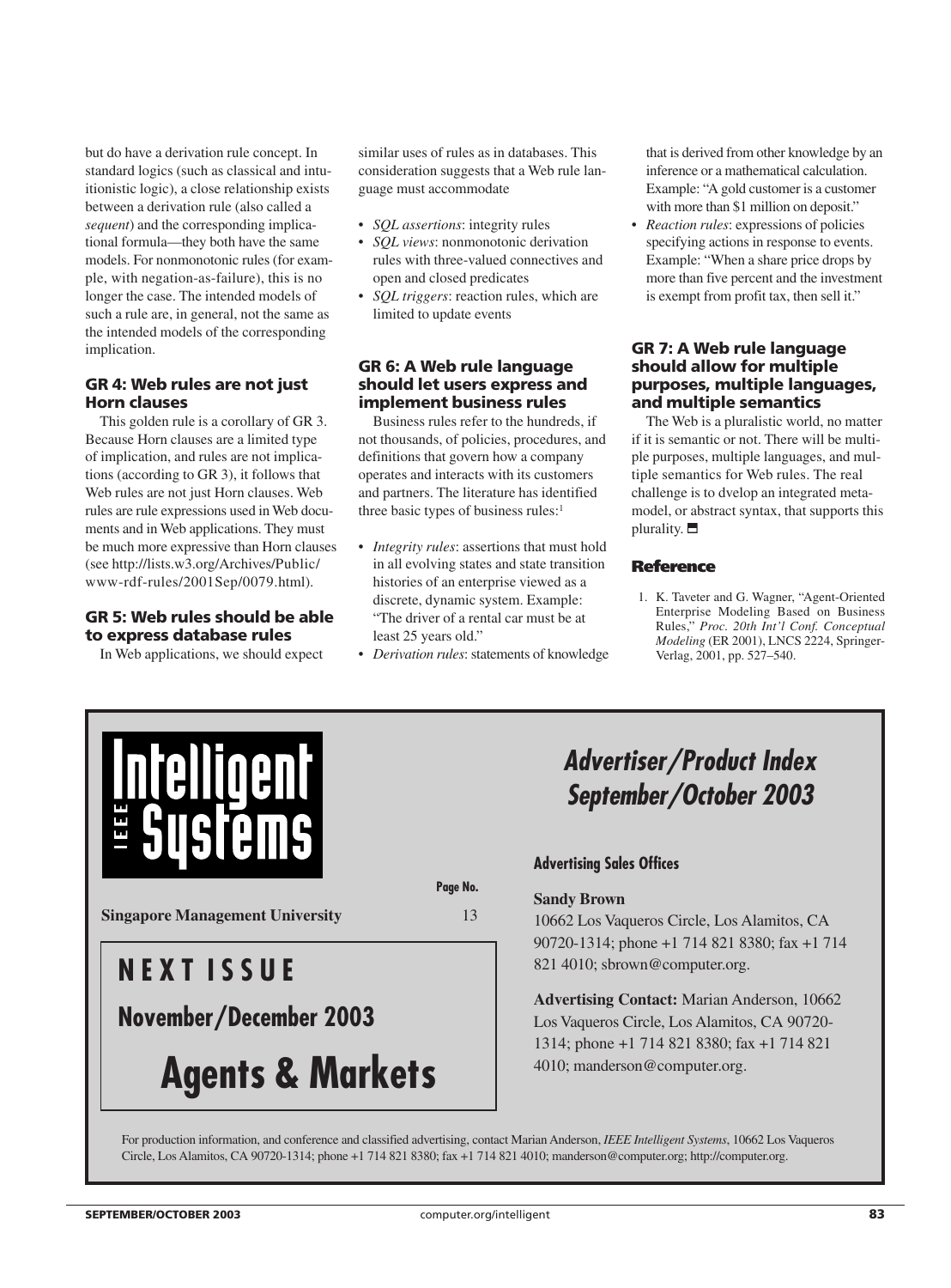but do have a derivation rule concept. In standard logics (such as classical and intuitionistic logic), a close relationship exists between a derivation rule (also called a *sequent*) and the corresponding implicational formula—they both have the same models. For nonmonotonic rules (for example, with negation-as-failure), this is no longer the case. The intended models of such a rule are, in general, not the same as the intended models of the corresponding implication.

### GR 4: Web rules are not just Horn clauses

This golden rule is a corollary of GR 3. Because Horn clauses are a limited type of implication, and rules are not implications (according to GR 3), it follows that Web rules are not just Horn clauses. Web rules are rule expressions used in Web documents and in Web applications. They must be much more expressive than Horn clauses (see http://lists.w3.org/Archives/Public/www-rdf-rules/2001Sep/0079.html).

### GR 5: Web rules should be able to express database rules

In Web applications, we should expect similar uses of rules as in databases. This consideration suggests that a Web rule language must accommodate

- *SQL assertions*: integrity rules
- *SQL views*: nonmonotonic derivation rules with three-valued connectives and open and closed predicates
- *SQL triggers*: reaction rules, which are limited to update events

### GR 6: A Web rule language should let users express and implement business rules

Business rules refer to the hundreds, if not thousands, of policies, procedures, and definitions that govern how a company operates and interacts with its customers and partners. The literature has identified three basic types of business rules:[1]

- *Integrity rules*: assertions that must hold in all evolving states and state transition histories of an enterprise viewed as a discrete, dynamic system. Example: "The driver of a rental car must be at least 25 years old."
- *Derivation rules*: statements of knowledge that is derived from other knowledge by an inference or a mathematical calculation. Example: "A gold customer is a customer with more than $1 million on deposit."
- *Reaction rules*: expressions of policies specifying actions in response to events. Example: "When a share price drops by more than five percent and the investment is exempt from profit tax, then sell it."

### GR 7: A Web rule language should allow for multiple purposes, multiple languages, and multiple semantics

The Web is a pluralistic world, no matter if it is semantic or not. There will be multiple purposes, multiple languages, and multiple semantics for Web rules. The real challenge is to dvelop an integrated metamodel, or abstract syntax, that supports this plurality. ■

## Reference

1. K. Taveter and G. Wagner, "Agent-Oriented Enterprise Modeling Based on Business Rules," *Proc. 20th Int'l Conf. Conceptual Modeling* (ER 2001), LNCS 2224, Springer-Verlag, 2001, pp. 527–540.

---

IEEE Intelligent Systems

## Advertiser/Product Index September/October 2003

| | Page No. |
|---|---|
| **Singapore Management University** | 13 |

**NEXT ISSUE**

**November/December 2003**

**Agents & Markets**

**Advertising Sales Offices**

**Sandy Brown**
10662 Los Vaqueros Circle, Los Alamitos, CA 90720-1314; phone +1 714 821 8380; fax +1 714 821 4010; sbrown@computer.org.

**Advertising Contact:** Marian Anderson, 10662 Los Vaqueros Circle, Los Alamitos, CA 90720-1314; phone +1 714 821 8380; fax +1 714 821 4010; manderson@computer.org.

For production information, and conference and classified advertising, contact Marian Anderson, *IEEE Intelligent Systems*, 10662 Los Vaqueros Circle, Los Alamitos, CA 90720-1314; phone +1 714 821 8380; fax +1 714 821 4010; manderson@computer.org; http://computer.org.